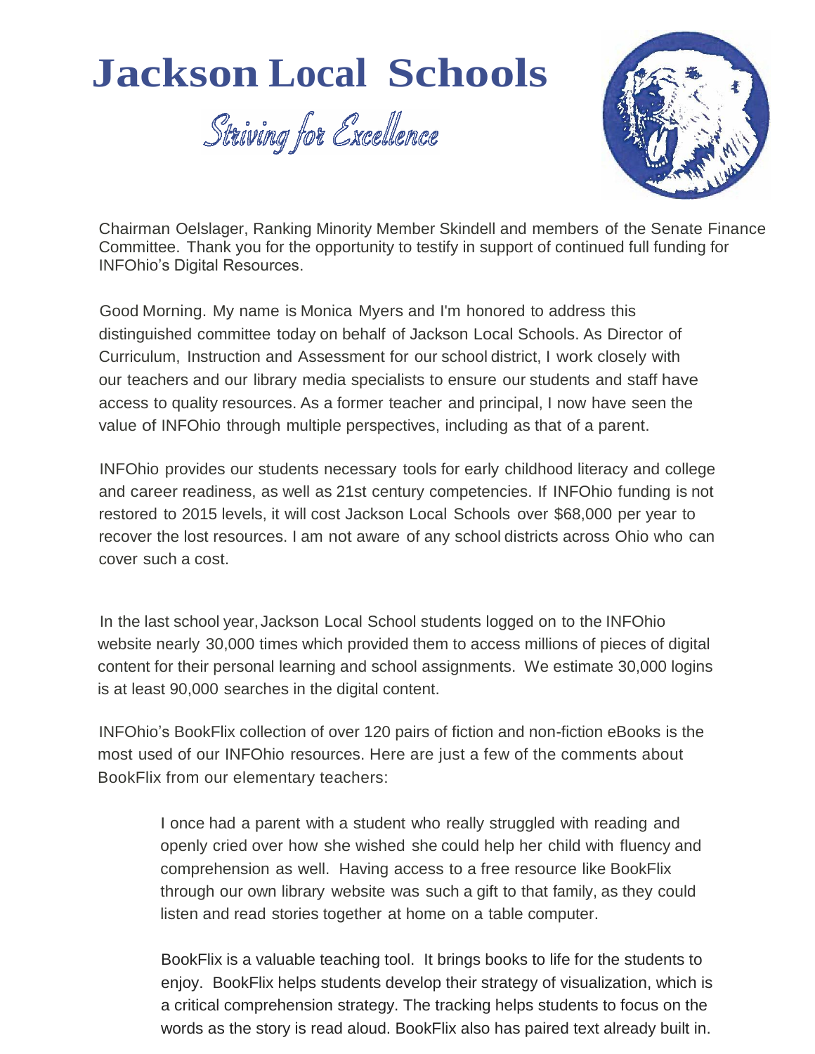# Jackson Local Schools

*Striving for Excellence*

Chairman Oelslager, Ranking Minority Member Skindell and members of the Senate Finance Committee. Thank you for the opportunity to testify in support of continued full funding for INFOhio's Digital Resources.

Good Morning. My name is Monica Myers and I'm honored to address this distinguished committee today on behalf of Jackson Local Schools. As Director of Curriculum, Instruction and Assessment for our school district, I work closely with our teachers and our library media specialists to ensure our students and staff have access to quality resources. As a former teacher and principal, I now have seen the value of INFOhio through multiple perspectives, including as that of a parent.

INFOhio provides our students necessary tools for early childhood literacy and college and career readiness, as well as 21st century competencies. If INFOhio funding is not restored to 2015 levels, it will cost Jackson Local Schools over $68,000 per year to recover the lost resources. I am not aware of any school districts across Ohio who can cover such a cost.

In the last school year, Jackson Local School students logged on to the INFOhio website nearly 30,000 times which provided them to access millions of pieces of digital content for their personal learning and school assignments. We estimate 30,000 logins is at least 90,000 searches in the digital content.

INFOhio's BookFlix collection of over 120 pairs of fiction and non-fiction eBooks is the most used of our INFOhio resources. Here are just a few of the comments about BookFlix from our elementary teachers:

> I once had a parent with a student who really struggled with reading and openly cried over how she wished she could help her child with fluency and comprehension as well. Having access to a free resource like BookFlix through our own library website was such a gift to that family, as they could listen and read stories together at home on a table computer.
>
> BookFlix is a valuable teaching tool. It brings books to life for the students to enjoy. BookFlix helps students develop their strategy of visualization, which is a critical comprehension strategy. The tracking helps students to focus on the words as the story is read aloud. BookFlix also has paired text already built in.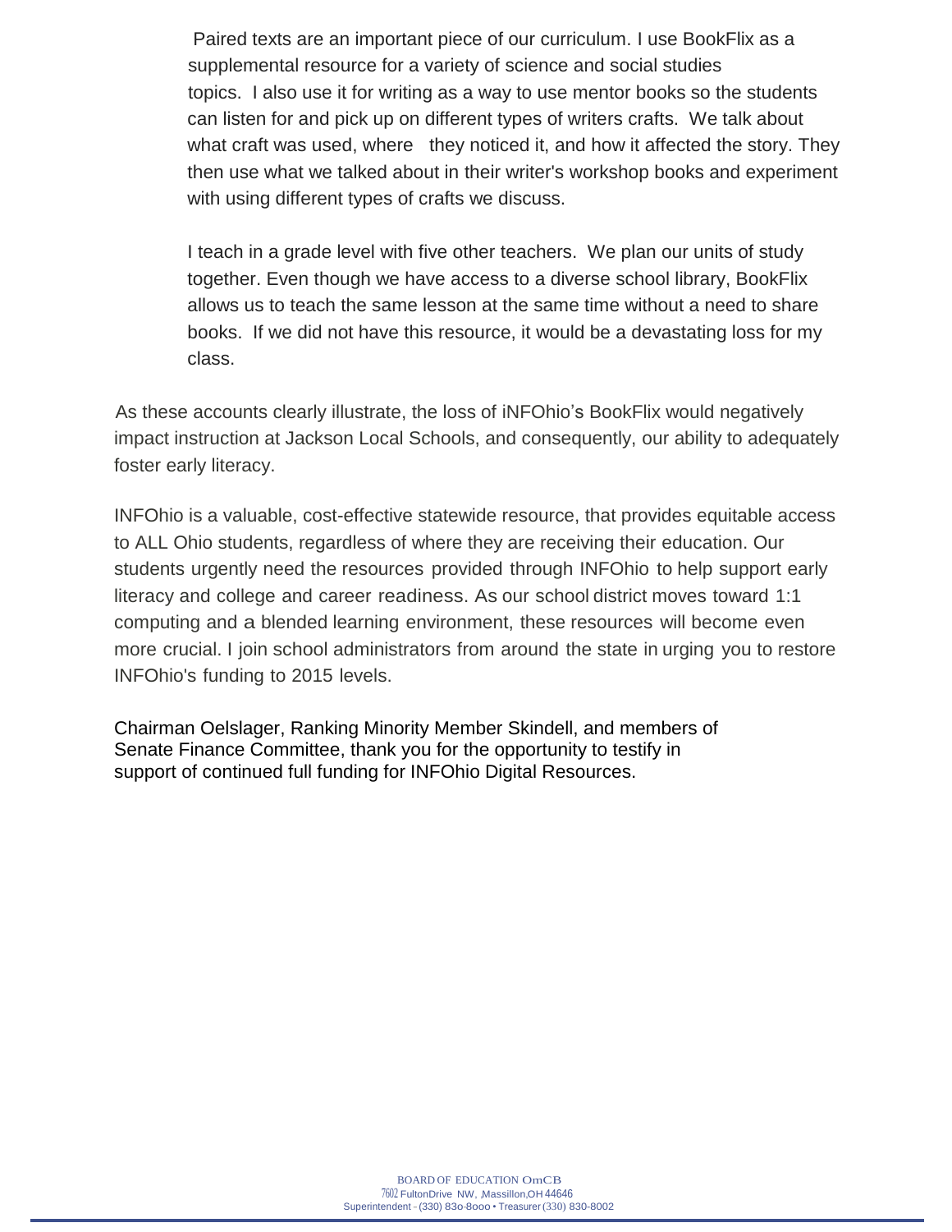Paired texts are an important piece of our curriculum. I use BookFlix as a supplemental resource for a variety of science and social studies topics. I also use it for writing as a way to use mentor books so the students can listen for and pick up on different types of writers crafts. We talk about what craft was used, where they noticed it, and how it affected the story. They then use what we talked about in their writer's workshop books and experiment with using different types of crafts we discuss.

I teach in a grade level with five other teachers. We plan our units of study together. Even though we have access to a diverse school library, BookFlix allows us to teach the same lesson at the same time without a need to share books. If we did not have this resource, it would be a devastating loss for my class.

As these accounts clearly illustrate, the loss of iNFOhio's BookFlix would negatively impact instruction at Jackson Local Schools, and consequently, our ability to adequately foster early literacy.

INFOhio is a valuable, cost-effective statewide resource, that provides equitable access to ALL Ohio students, regardless of where they are receiving their education. Our students urgently need the resources provided through INFOhio to help support early literacy and college and career readiness. As our school district moves toward 1:1 computing and a blended learning environment, these resources will become even more crucial. I join school administrators from around the state in urging you to restore INFOhio's funding to 2015 levels.

Chairman Oelslager, Ranking Minority Member Skindell, and members of Senate Finance Committee, thank you for the opportunity to testify in support of continued full funding for INFOhio Digital Resources.

BOARD OF EDUCATION OmCB
7602 FultonDrive NW, Massillon,OH 44646
Superintendent - (330) 83o-8ooo • Treasurer (330) 830-8002